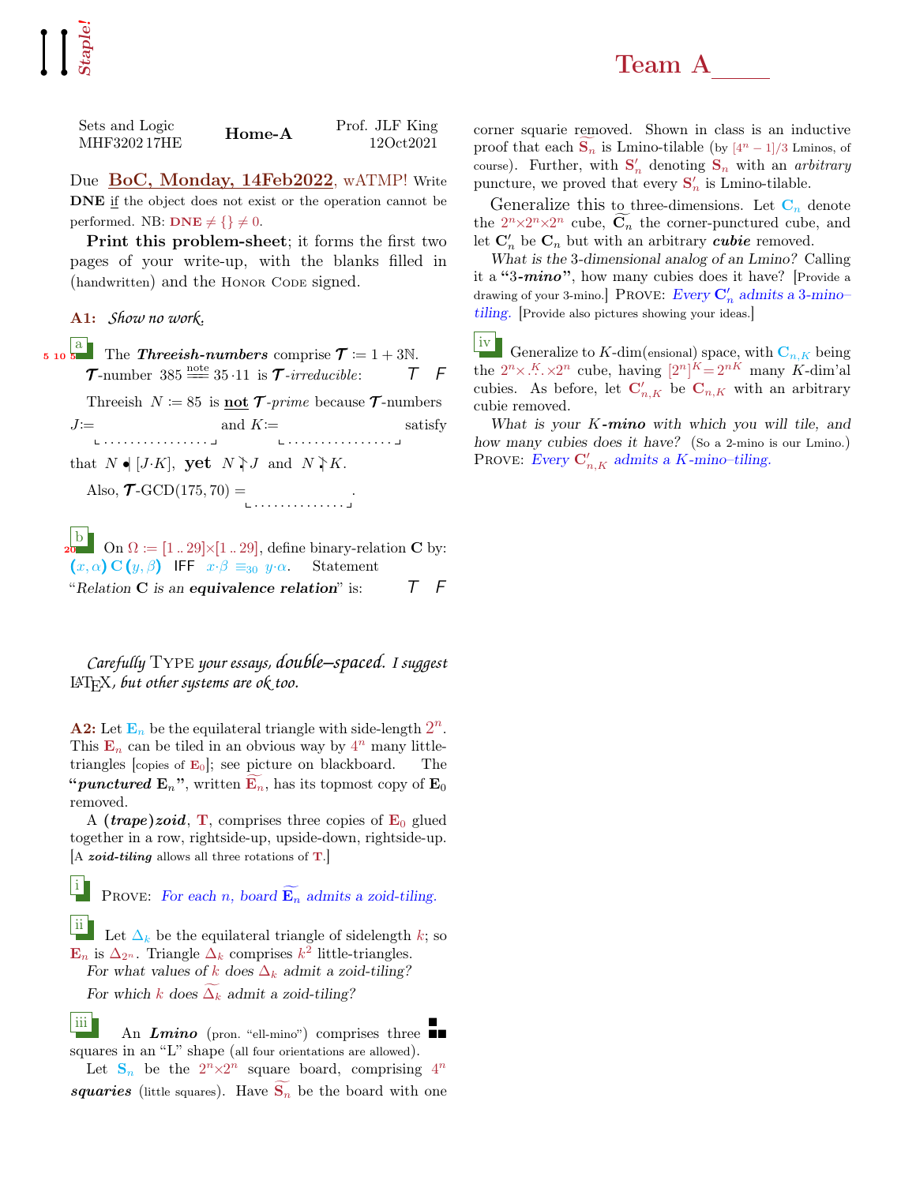**Staple!**

# Team A\_\_\_\_\_

Sets and Logic
MHF3202 17HE

**Home-A**

Prof. JLF King
12Oct2021

Due **BoC, Monday, 14Feb2022**, wATMP! Write **DNE** if the object does not exist or the operation cannot be performed. NB: **DNE** $\neq \{\} \neq 0$.

**Print this problem-sheet**; it forms the first two pages of your write-up, with the blanks filled in (handwritten) and the HONOR CODE signed.

**A1:** *Show no work.*

**a** (5 10 5) The ***Threeish-numbers*** comprise $\mathcal{T} := 1 + 3\mathbb{N}$. $\mathcal{T}$-number $385 \overset{\text{note}}{=\!=} 35 \cdot 11$ is $\mathcal{T}$*-irreducible*: *T* *F*

Threeish $N := 85$ is **not** $\mathcal{T}$*-prime* because $\mathcal{T}$-numbers $J :=$ \_\_\_\_\_\_\_\_\_\_\_\_\_\_ and $K :=$ \_\_\_\_\_\_\_\_\_\_\_\_\_\_ satisfy that $N \bullet\!\!| [J \cdot K]$, **yet** $N \nmid J$ and $N \nmid K$.

Also, $\mathcal{T}$-GCD$(175, 70) =$ \_\_\_\_\_\_\_\_\_\_\_\_\_\_.

**b** (20) On $\Omega := [1..29] \times [1..29]$, define binary-relation $\mathbf{C}$ by: $(x, \alpha)\, \mathbf{C}\, (y, \beta)$ IFF $x \cdot \beta \equiv_{30} y \cdot \alpha$. Statement "*Relation* $\mathbf{C}$ *is an* ***equivalence relation***" is: *T* *F*

*Carefully* TYPE *your essays, double–spaced. I suggest* LaTeX*, but other systems are ok too.*

**A2:** Let $\mathbf{E}_n$ be the equilateral triangle with side-length $2^n$. This $\mathbf{E}_n$ can be tiled in an obvious way by $4^n$ many little-triangles [copies of $\mathbf{E}_0$; see picture on blackboard. The "***punctured*** $\mathbf{E}_n$", written $\widetilde{\mathbf{E}_n}$, has its topmost copy of $\mathbf{E}_0$ removed.

A ***(trape)zoid***, $\mathbf{T}$, comprises three copies of $\mathbf{E}_0$ glued together in a row, rightside-up, upside-down, rightside-up. [A ***zoid-tiling*** allows all three rotations of $\mathbf{T}$.]

**i** PROVE: *For each n, board* $\widetilde{\mathbf{E}_n}$ *admits a zoid-tiling.*

**ii** Let $\Delta_k$ be the equilateral triangle of sidelength $k$; so $\mathbf{E}_n$ is $\Delta_{2^n}$. Triangle $\Delta_k$ comprises $k^2$ little-triangles.

*For what values of k does* $\Delta_k$ *admit a zoid-tiling?*

*For which k does* $\widetilde{\Delta_k}$ *admit a zoid-tiling?*

**iii** An ***Lmino*** (pron. "ell-mino") comprises three squares in an "L" shape (all four orientations are allowed).

Let $\mathbf{S}_n$ be the $2^n \times 2^n$ square board, comprising $4^n$ ***squaries*** (little squares). Have $\widetilde{\mathbf{S}_n}$ be the board with one corner squarie removed. Shown in class is an inductive proof that each $\widetilde{\mathbf{S}_n}$ is Lmino-tilable (by $[4^n - 1]/3$ Lminos, of course). Further, with $\mathbf{S}'_n$ denoting $\mathbf{S}_n$ with an *arbitrary* puncture, we proved that every $\mathbf{S}'_n$ is Lmino-tilable.

Generalize this to three-dimensions. Let $\mathbf{C}_n$ denote the $2^n \times 2^n \times 2^n$ cube, $\widetilde{\mathbf{C}_n}$ the corner-punctured cube, and let $\mathbf{C}'_n$ be $\mathbf{C}_n$ but with an arbitrary ***cubie*** removed.

*What is the 3-dimensional analog of an Lmino?* Calling it a "**3-*mino***", how many cubies does it have? [Provide a drawing of your 3-mino.] PROVE: *Every* $\mathbf{C}'_n$ *admits a 3-mino–tiling.* [Provide also pictures showing your ideas.]

**iv** Generalize to $K$-dim(ensional) space, with $\mathbf{C}_{n,K}$ being the $2^n \times \overset{K}{\cdots} \times 2^n$ cube, having $[2^n]^K = 2^{nK}$ many $K$-dim'al cubies. As before, let $\mathbf{C}'_{n,K}$ be $\mathbf{C}_{n,K}$ with an arbitrary cubie removed.

*What is your K-**mino** with which you will tile, and how many cubies does it have?* (So a 2-mino is our Lmino.) PROVE: *Every* $\mathbf{C}'_{n,K}$ *admits a K-mino–tiling.*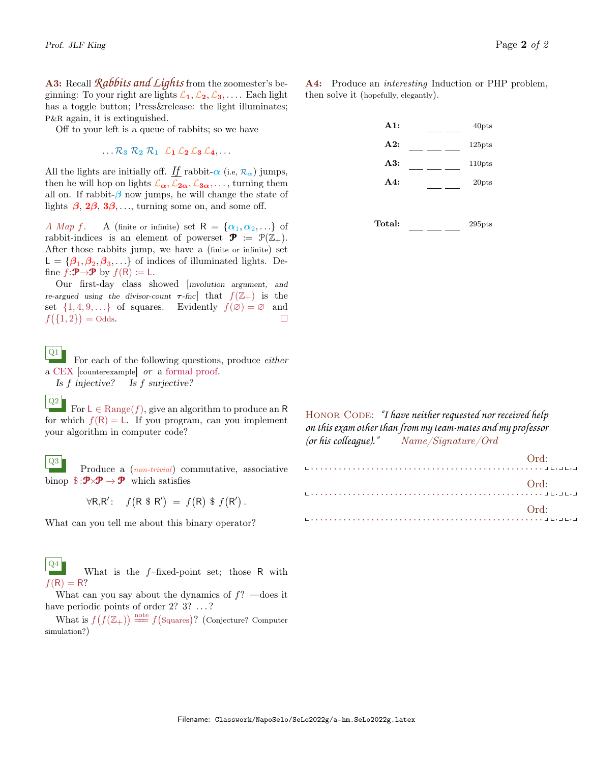**A3:** Recall *Rabbits and Lights* from the zoomester's beginning: To your right are lights $\mathcal{L}_1, \mathcal{L}_2, \mathcal{L}_3, \ldots$. Each light has a toggle button; Press&release: the light illuminates; P&R again, it is extinguished.

Off to your left is a queue of rabbits; so we have

$$\ldots \mathcal{R}_3\ \mathcal{R}_2\ \mathcal{R}_1\ \ \mathcal{L}_1\ \mathcal{L}_2\ \mathcal{L}_3\ \mathcal{L}_4, \ldots$$

All the lights are initially off. *If* rabbit-$\alpha$ (i.e, $\mathcal{R}_\alpha$) jumps, then he will hop on lights $\mathcal{L}_\alpha, \mathcal{L}_{2\alpha}, \mathcal{L}_{3\alpha}, \ldots$, turning them all on. If rabbit-$\beta$ now jumps, he will change the state of lights $\beta$, $2\beta$, $3\beta$, ..., turning some on, and some off.

*A Map f.* A (finite or infinite) set $\mathsf{R} = \{\alpha_1, \alpha_2, \ldots\}$ of rabbit-indices is an element of powerset $\mathcal{P} := \mathcal{P}(\mathbb{Z}_+)$. After those rabbits jump, we have a (finite or infinite) set $\mathsf{L} = \{\beta_1, \beta_2, \beta_3, \ldots\}$ of indices of illuminated lights. Define $f\colon\mathcal{P}\to\mathcal{P}$ by $f(\mathsf{R}) := \mathsf{L}$.

Our first-day class showed [*involution argument, and re-argued using the divisor-count $\tau$-fnc*] that $f(\mathbb{Z}_+)$ is the set $\{1, 4, 9, \ldots\}$ of squares. Evidently $f(\varnothing) = \varnothing$ and $f(\{1,2\}) = \text{Odds}$. □

**Q1** For each of the following questions, produce *either* a CEX [counterexample] *or* a formal proof.
*Is f injective? Is f surjective?*

**Q2** For $\mathsf{L} \in \text{Range}(f)$, give an algorithm to produce an $\mathsf{R}$ for which $f(\mathsf{R}) = \mathsf{L}$. If you program, can you implement your algorithm in computer code?

**Q3** Produce a (*non-trivial*) commutative, associative binop $\$\colon\mathcal{P}\times\mathcal{P}\to\mathcal{P}$ which satisfies

$$\forall \mathsf{R},\mathsf{R}'\colon \quad f(\mathsf{R}\ \$\ \mathsf{R}') = f(\mathsf{R})\ \$\ f(\mathsf{R}').$$

What can you tell me about this binary operator?

**Q4** What is the $f$–fixed-point set; those $\mathsf{R}$ with $f(\mathsf{R}) = \mathsf{R}$?

What can you say about the dynamics of $f$? —does it have periodic points of order 2? 3? ...?

What is $f(f(\mathbb{Z}_+)) \overset{\text{note}}{=\!=} f(\text{Squares})$? (Conjecture? Computer simulation?)

**A4:** Produce an *interesting* Induction or PHP problem, then solve it (hopefully, elegantly).

| | | |
|---|---|---|
| **A1:** | \_\_ \_\_ | 40pts |
| **A2:** | \_\_ \_\_ \_\_ | 125pts |
| **A3:** | \_\_ \_\_ \_\_ | 110pts |
| **A4:** | \_\_ \_\_ | 20pts |
| **Total:** | \_\_ \_\_ \_\_ | 295pts |

HONOR CODE: *"I have neither requested nor received help on this exam other than from my team-mates and my professor (or his colleague)."* *Name/Signature/Ord*

Ord: ..........................................................

Ord: ..........................................................

Ord: ..........................................................

Filename: `Classwork/NapoSelo/SeLo2022g/a-hm.SeLo2022g.latex`